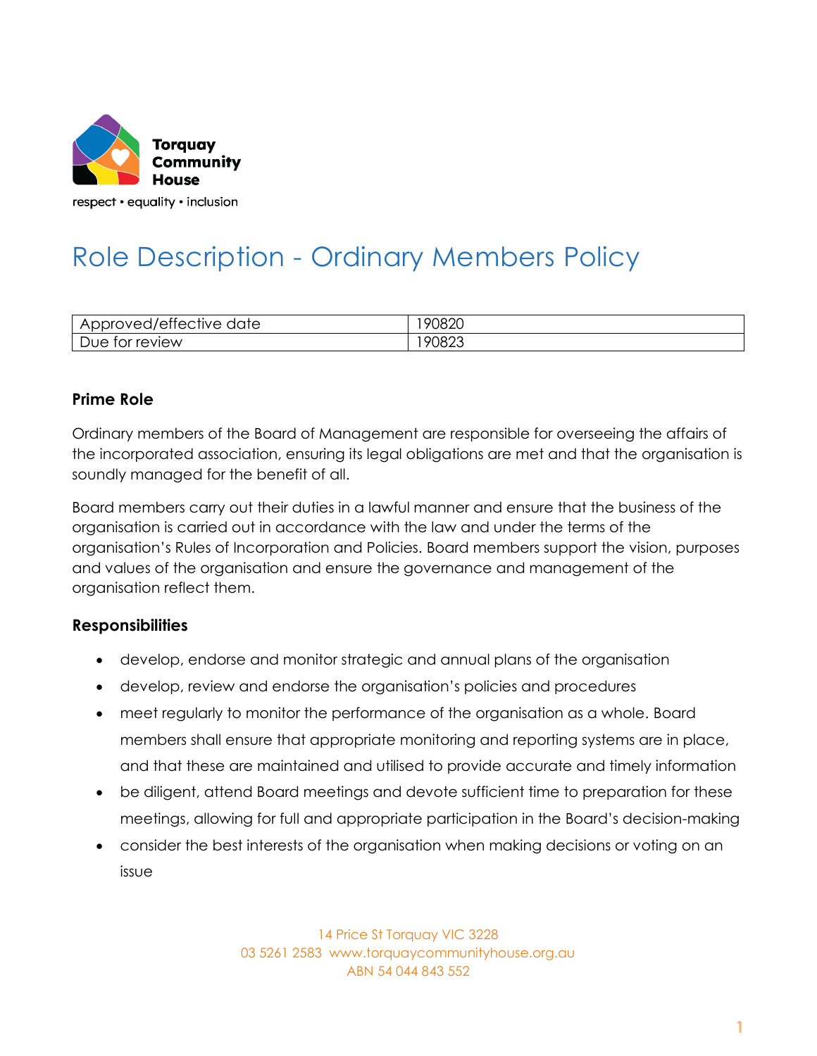Torquay Community House

respect • equality • inclusion

# Role Description - Ordinary Members Policy

| Approved/effective date | 190820 |
|---|---|
| Due for review | 190823 |

## Prime Role

Ordinary members of the Board of Management are responsible for overseeing the affairs of the incorporated association, ensuring its legal obligations are met and that the organisation is soundly managed for the benefit of all.

Board members carry out their duties in a lawful manner and ensure that the business of the organisation is carried out in accordance with the law and under the terms of the organisation's Rules of Incorporation and Policies. Board members support the vision, purposes and values of the organisation and ensure the governance and management of the organisation reflect them.

## Responsibilities

- develop, endorse and monitor strategic and annual plans of the organisation
- develop, review and endorse the organisation's policies and procedures
- meet regularly to monitor the performance of the organisation as a whole. Board members shall ensure that appropriate monitoring and reporting systems are in place, and that these are maintained and utilised to provide accurate and timely information
- be diligent, attend Board meetings and devote sufficient time to preparation for these meetings, allowing for full and appropriate participation in the Board's decision-making
- consider the best interests of the organisation when making decisions or voting on an issue

14 Price St Torquay VIC 3228
03 5261 2583 www.torquaycommunityhouse.org.au
ABN 54 044 843 552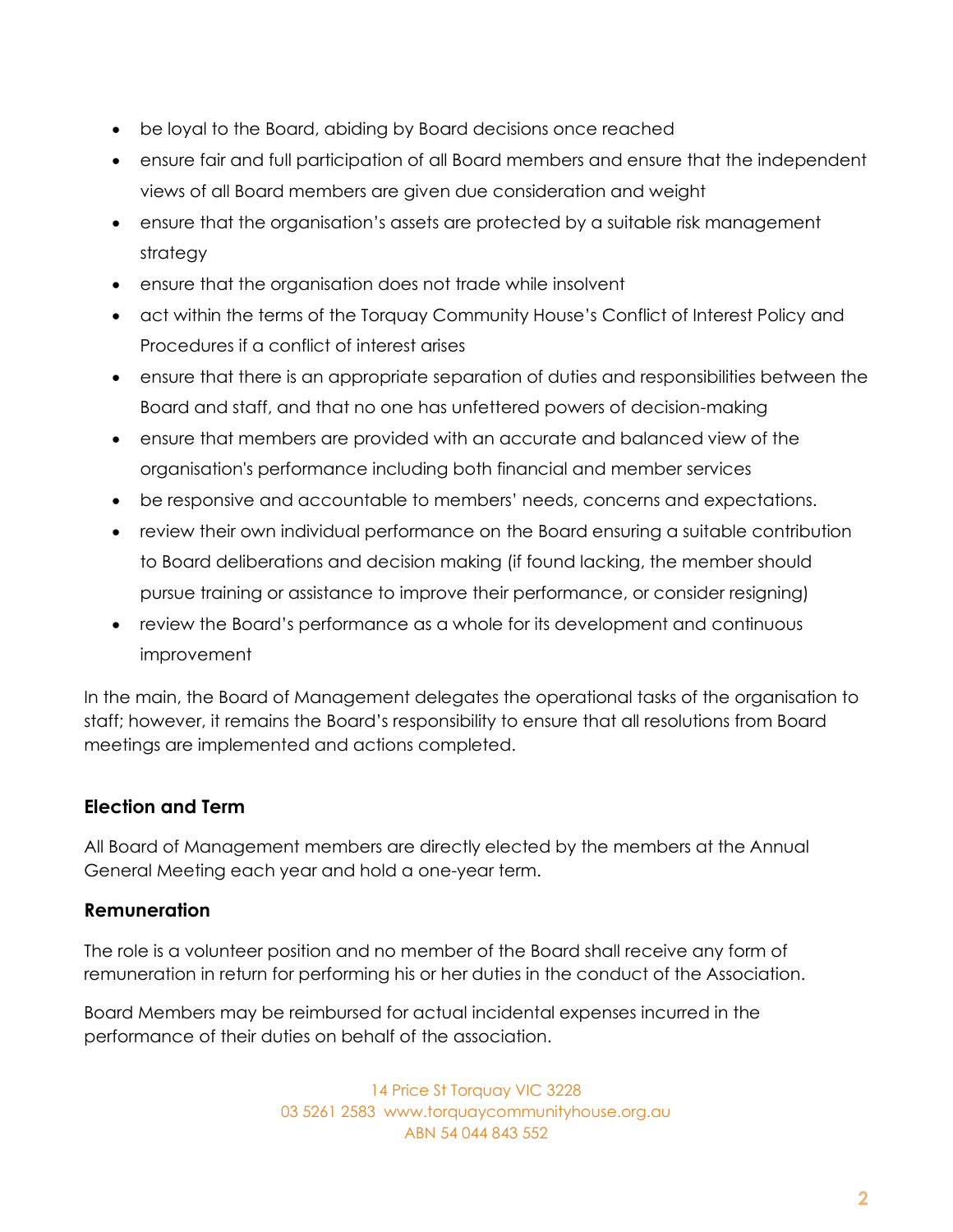- be loyal to the Board, abiding by Board decisions once reached
- ensure fair and full participation of all Board members and ensure that the independent views of all Board members are given due consideration and weight
- ensure that the organisation's assets are protected by a suitable risk management strategy
- ensure that the organisation does not trade while insolvent
- act within the terms of the Torquay Community House's Conflict of Interest Policy and Procedures if a conflict of interest arises
- ensure that there is an appropriate separation of duties and responsibilities between the Board and staff, and that no one has unfettered powers of decision-making
- ensure that members are provided with an accurate and balanced view of the organisation's performance including both financial and member services
- be responsive and accountable to members' needs, concerns and expectations.
- review their own individual performance on the Board ensuring a suitable contribution to Board deliberations and decision making (if found lacking, the member should pursue training or assistance to improve their performance, or consider resigning)
- review the Board's performance as a whole for its development and continuous improvement

In the main, the Board of Management delegates the operational tasks of the organisation to staff; however, it remains the Board's responsibility to ensure that all resolutions from Board meetings are implemented and actions completed.

### Election and Term

All Board of Management members are directly elected by the members at the Annual General Meeting each year and hold a one-year term.

### Remuneration

The role is a volunteer position and no member of the Board shall receive any form of remuneration in return for performing his or her duties in the conduct of the Association.

Board Members may be reimbursed for actual incidental expenses incurred in the performance of their duties on behalf of the association.